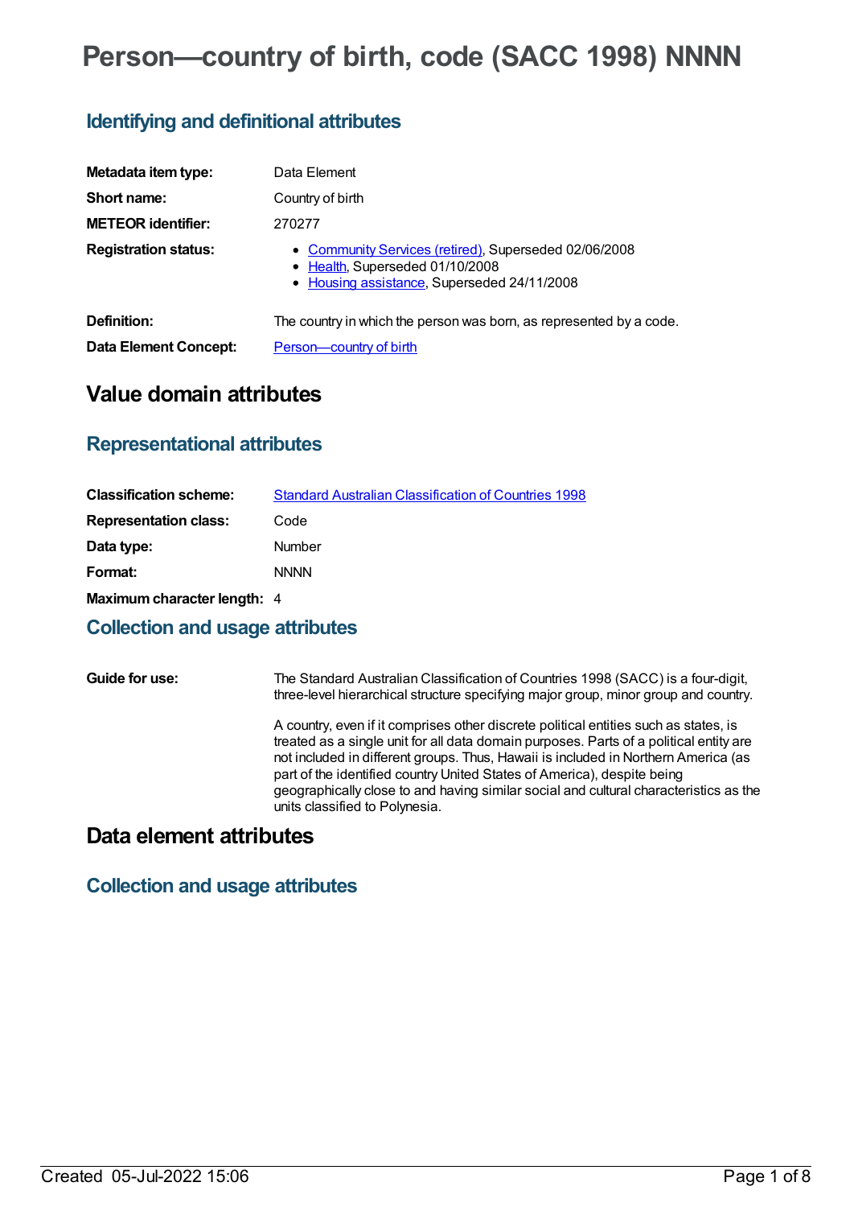# Person—country of birth, code (SACC 1998) NNNN

## Identifying and definitional attributes

| | |
|---|---|
| **Metadata item type:** | Data Element |
| **Short name:** | Country of birth |
| **METEOR identifier:** | 270277 |
| **Registration status:** | • Community Services (retired), Superseded 02/06/2008<br>• Health, Superseded 01/10/2008<br>• Housing assistance, Superseded 24/11/2008 |
| **Definition:** | The country in which the person was born, as represented by a code. |
| **Data Element Concept:** | Person—country of birth |

# Value domain attributes

## Representational attributes

| | |
|---|---|
| **Classification scheme:** | Standard Australian Classification of Countries 1998 |
| **Representation class:** | Code |
| **Data type:** | Number |
| **Format:** | NNNN |
| **Maximum character length:** | 4 |

## Collection and usage attributes

**Guide for use:**

The Standard Australian Classification of Countries 1998 (SACC) is a four-digit, three-level hierarchical structure specifying major group, minor group and country.

A country, even if it comprises other discrete political entities such as states, is treated as a single unit for all data domain purposes. Parts of a political entity are not included in different groups. Thus, Hawaii is included in Northern America (as part of the identified country United States of America), despite being geographically close to and having similar social and cultural characteristics as the units classified to Polynesia.

# Data element attributes

## Collection and usage attributes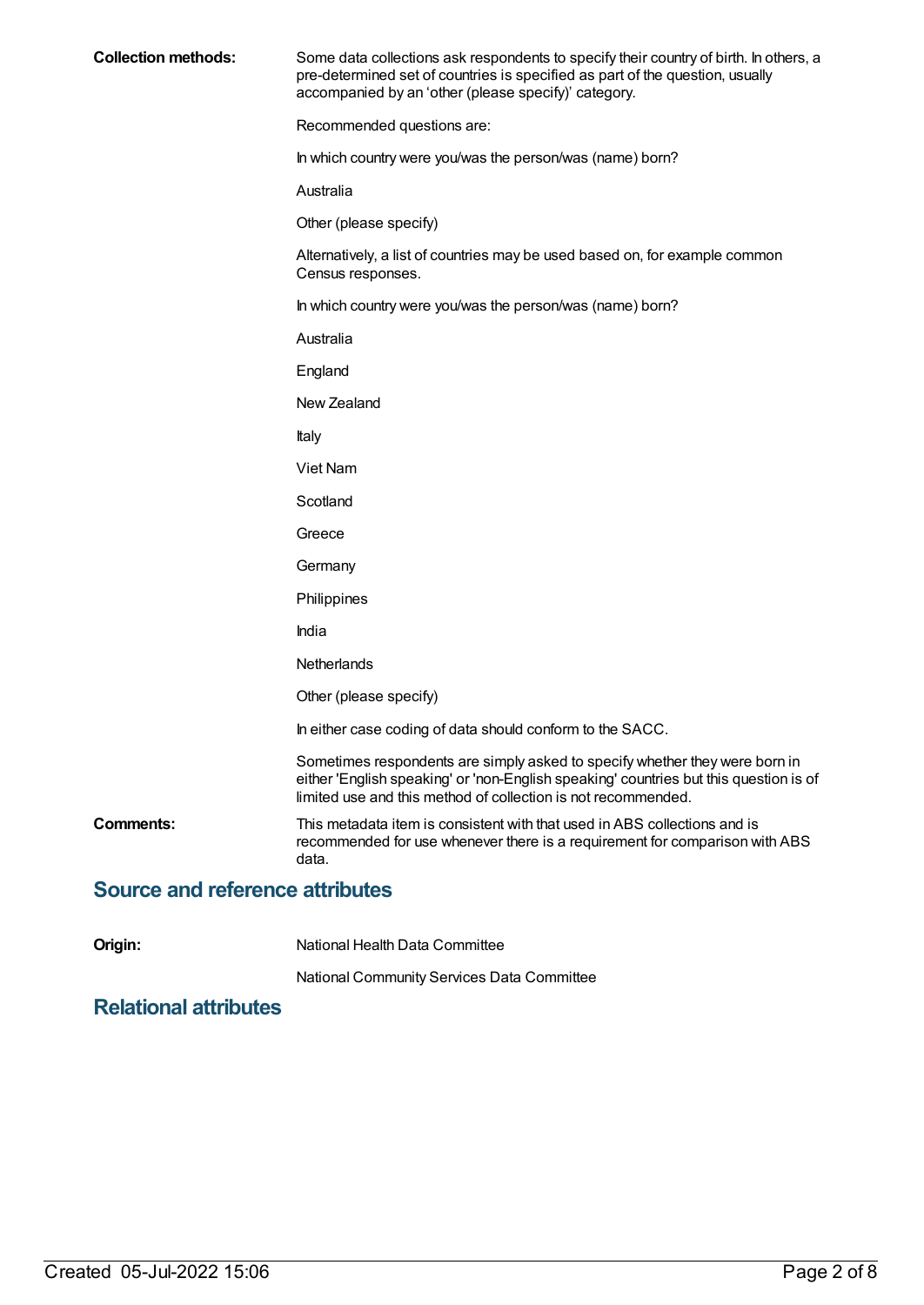**Collection methods:** Some data collections ask respondents to specify their country of birth. In others, a pre-determined set of countries is specified as part of the question, usually accompanied by an 'other (please specify)' category.

Recommended questions are:

In which country were you/was the person/was (name) born?

Australia

Other (please specify)

Alternatively, a list of countries may be used based on, for example common Census responses.

In which country were you/was the person/was (name) born?

Australia

England

New Zealand

Italy

Viet Nam

Scotland

Greece

Germany

Philippines

India

Netherlands

Other (please specify)

In either case coding of data should conform to the SACC.

Sometimes respondents are simply asked to specify whether they were born in either 'English speaking' or 'non-English speaking' countries but this question is of limited use and this method of collection is not recommended.

**Comments:** This metadata item is consistent with that used in ABS collections and is recommended for use whenever there is a requirement for comparison with ABS data.

## Source and reference attributes

**Origin:** National Health Data Committee

National Community Services Data Committee

## Relational attributes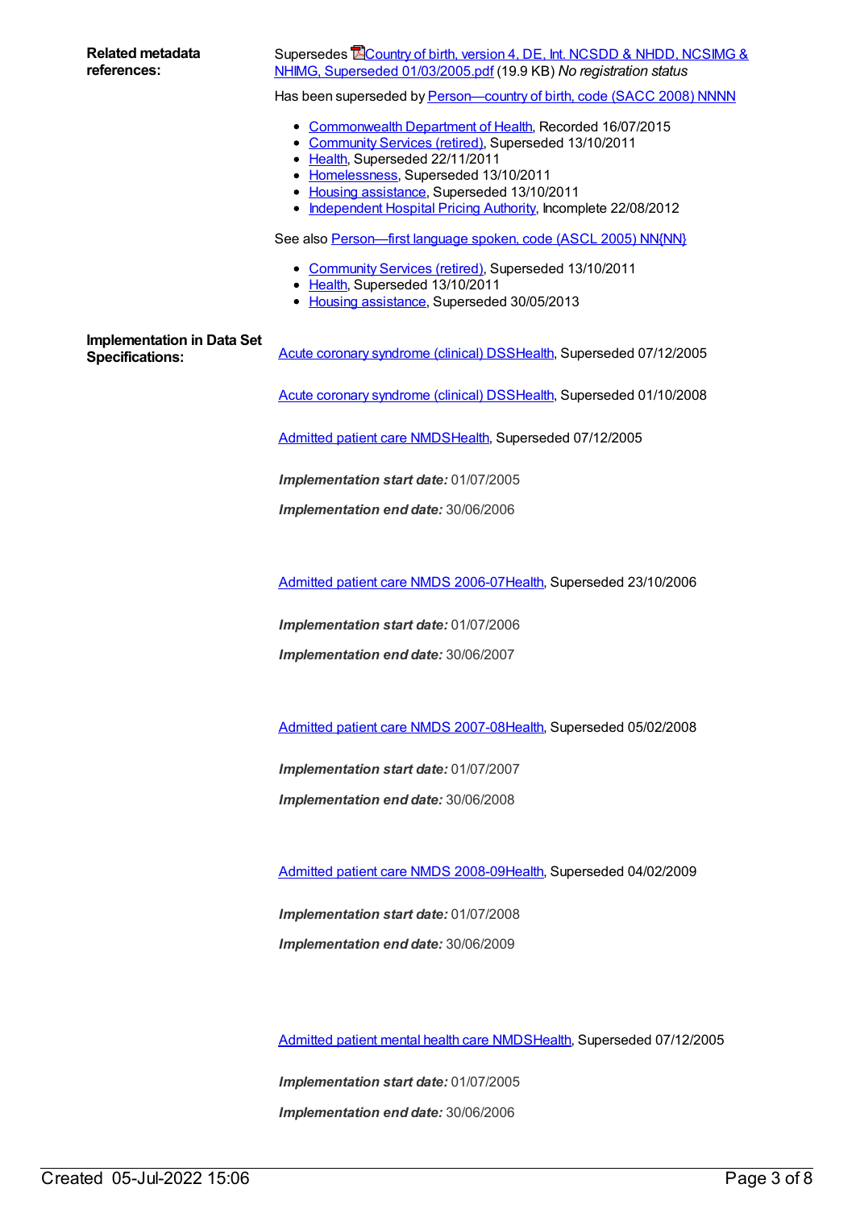**Related metadata references:**

Supersedes Country of birth, version 4, DE, Int. NCSDD & NHDD, NCSIMG & NHIMG, Superseded 01/03/2005.pdf (19.9 KB) *No registration status*

Has been superseded by Person—country of birth, code (SACC 2008) NNNN

- Commonwealth Department of Health, Recorded 16/07/2015
- Community Services (retired), Superseded 13/10/2011
- Health, Superseded 22/11/2011
- Homelessness, Superseded 13/10/2011
- Housing assistance, Superseded 13/10/2011
- Independent Hospital Pricing Authority, Incomplete 22/08/2012

See also Person—first language spoken, code (ASCL 2005) NN{NN}

- Community Services (retired), Superseded 13/10/2011
- Health, Superseded 13/10/2011
- Housing assistance, Superseded 30/05/2013

**Implementation in Data Set Specifications:**

Acute coronary syndrome (clinical) DSSHealth, Superseded 07/12/2005

Acute coronary syndrome (clinical) DSSHealth, Superseded 01/10/2008

Admitted patient care NMDSHealth, Superseded 07/12/2005

***Implementation start date:*** 01/07/2005

***Implementation end date:*** 30/06/2006

Admitted patient care NMDS 2006-07Health, Superseded 23/10/2006

***Implementation start date:*** 01/07/2006

***Implementation end date:*** 30/06/2007

Admitted patient care NMDS 2007-08Health, Superseded 05/02/2008

***Implementation start date:*** 01/07/2007

***Implementation end date:*** 30/06/2008

Admitted patient care NMDS 2008-09Health, Superseded 04/02/2009

***Implementation start date:*** 01/07/2008

***Implementation end date:*** 30/06/2009

Admitted patient mental health care NMDSHealth, Superseded 07/12/2005

***Implementation start date:*** 01/07/2005

***Implementation end date:*** 30/06/2006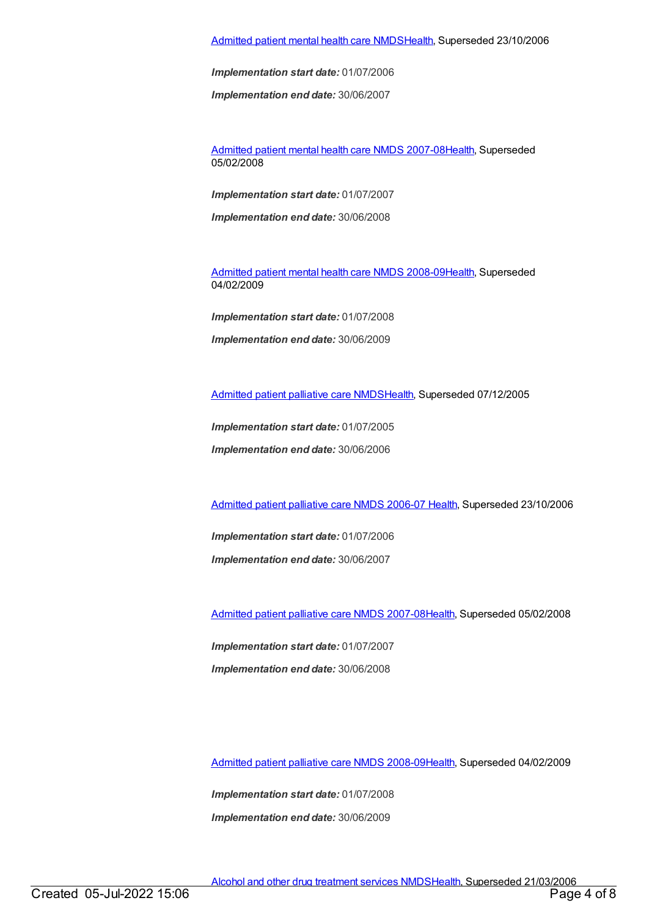Admitted patient mental health care NMDSHealth, Superseded 23/10/2006

***Implementation start date:*** 01/07/2006

***Implementation end date:*** 30/06/2007

Admitted patient mental health care NMDS 2007-08Health, Superseded 05/02/2008

***Implementation start date:*** 01/07/2007

***Implementation end date:*** 30/06/2008

Admitted patient mental health care NMDS 2008-09Health, Superseded 04/02/2009

***Implementation start date:*** 01/07/2008

***Implementation end date:*** 30/06/2009

Admitted patient palliative care NMDSHealth, Superseded 07/12/2005

***Implementation start date:*** 01/07/2005

***Implementation end date:*** 30/06/2006

Admitted patient palliative care NMDS 2006-07 Health, Superseded 23/10/2006

***Implementation start date:*** 01/07/2006

***Implementation end date:*** 30/06/2007

Admitted patient palliative care NMDS 2007-08Health, Superseded 05/02/2008

***Implementation start date:*** 01/07/2007

***Implementation end date:*** 30/06/2008

Admitted patient palliative care NMDS 2008-09Health, Superseded 04/02/2009

***Implementation start date:*** 01/07/2008

***Implementation end date:*** 30/06/2009

Alcohol and other drug treatment services NMDSHealth, Superseded 21/03/2006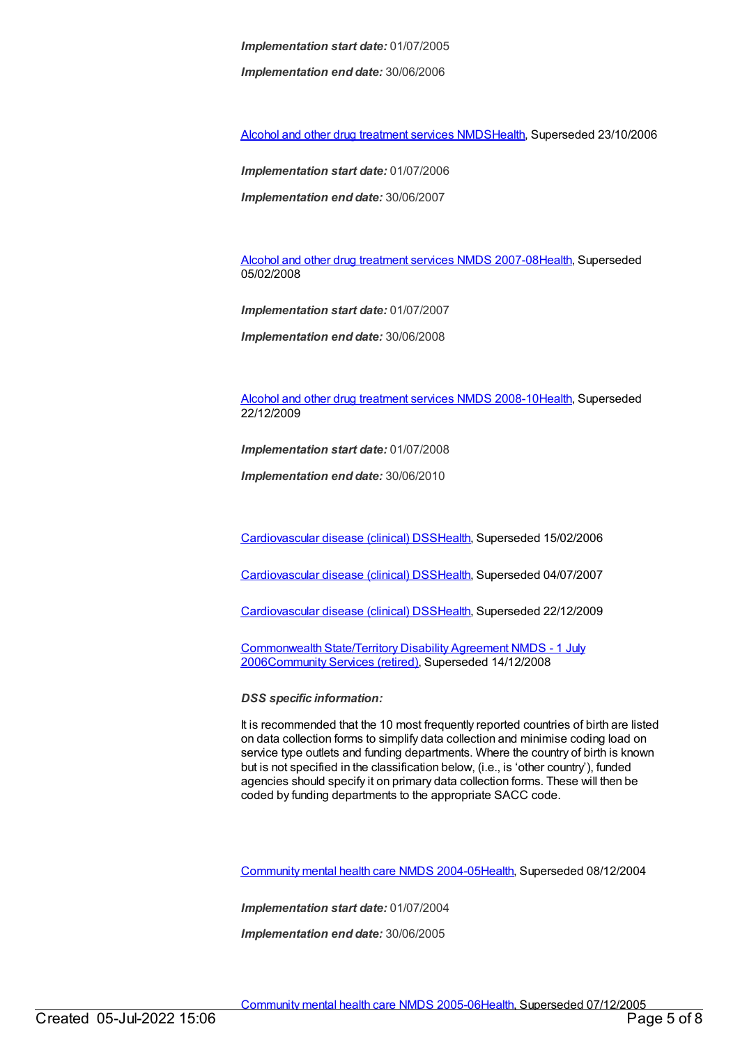***Implementation start date:*** 01/07/2005

***Implementation end date:*** 30/06/2006

Alcohol and other drug treatment services NMDSHealth, Superseded 23/10/2006

***Implementation start date:*** 01/07/2006

***Implementation end date:*** 30/06/2007

Alcohol and other drug treatment services NMDS 2007-08Health, Superseded 05/02/2008

***Implementation start date:*** 01/07/2007

***Implementation end date:*** 30/06/2008

Alcohol and other drug treatment services NMDS 2008-10Health, Superseded 22/12/2009

***Implementation start date:*** 01/07/2008

***Implementation end date:*** 30/06/2010

Cardiovascular disease (clinical) DSSHealth, Superseded 15/02/2006

Cardiovascular disease (clinical) DSSHealth, Superseded 04/07/2007

Cardiovascular disease (clinical) DSSHealth, Superseded 22/12/2009

Commonwealth State/Territory Disability Agreement NMDS - 1 July 2006Community Services (retired), Superseded 14/12/2008

***DSS specific information:***

It is recommended that the 10 most frequently reported countries of birth are listed on data collection forms to simplify data collection and minimise coding load on service type outlets and funding departments. Where the country of birth is known but is not specified in the classification below, (i.e., is 'other country'), funded agencies should specify it on primary data collection forms. These will then be coded by funding departments to the appropriate SACC code.

Community mental health care NMDS 2004-05Health, Superseded 08/12/2004

***Implementation start date:*** 01/07/2004

***Implementation end date:*** 30/06/2005

Community mental health care NMDS 2005-06Health, Superseded 07/12/2005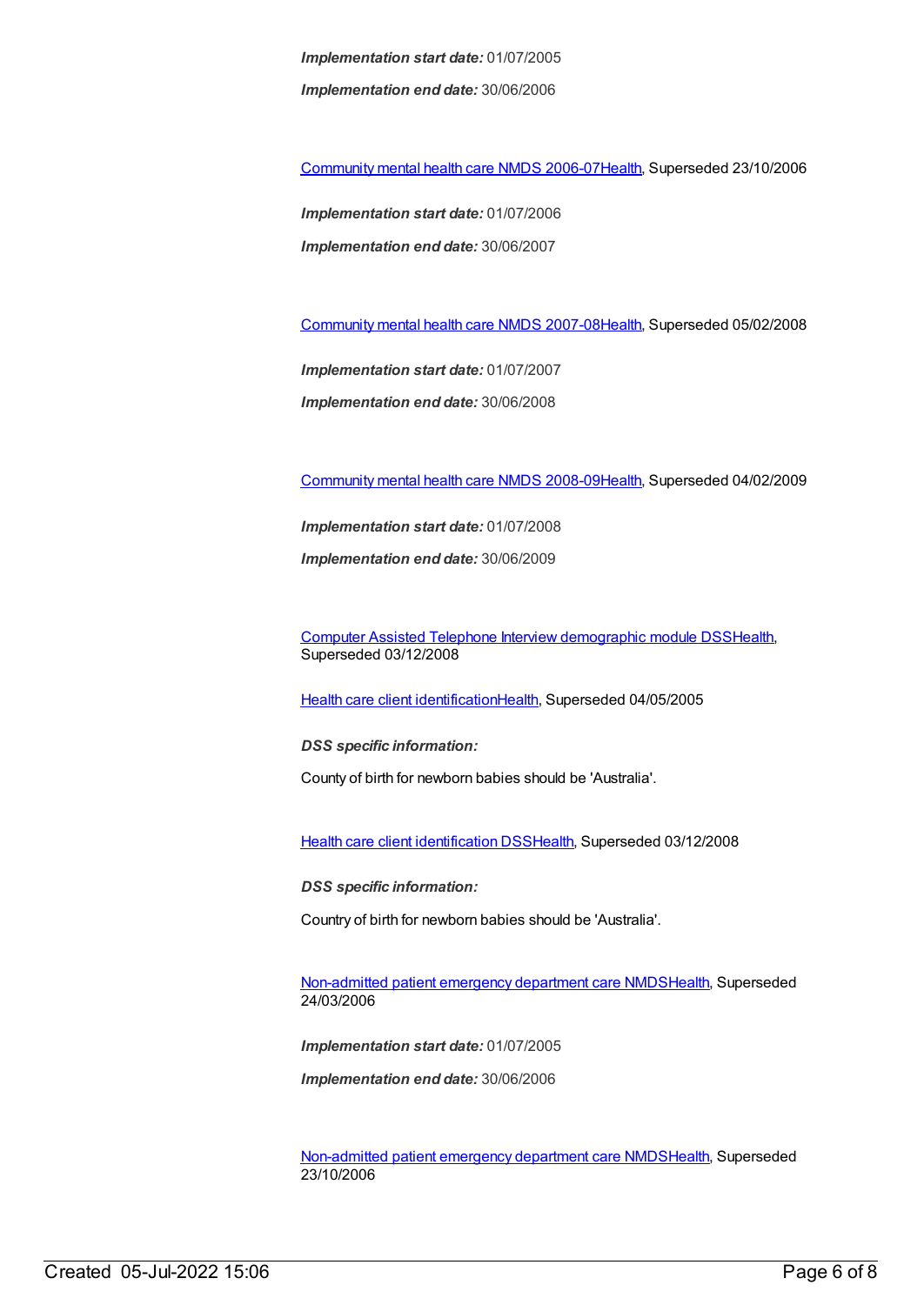***Implementation start date:*** 01/07/2005

***Implementation end date:*** 30/06/2006

Community mental health care NMDS 2006-07Health, Superseded 23/10/2006

***Implementation start date:*** 01/07/2006

***Implementation end date:*** 30/06/2007

Community mental health care NMDS 2007-08Health, Superseded 05/02/2008

***Implementation start date:*** 01/07/2007

***Implementation end date:*** 30/06/2008

Community mental health care NMDS 2008-09Health, Superseded 04/02/2009

***Implementation start date:*** 01/07/2008

***Implementation end date:*** 30/06/2009

Computer Assisted Telephone Interview demographic module DSSHealth, Superseded 03/12/2008

Health care client identificationHealth, Superseded 04/05/2005

***DSS specific information:***

County of birth for newborn babies should be 'Australia'.

Health care client identification DSSHealth, Superseded 03/12/2008

***DSS specific information:***

Country of birth for newborn babies should be 'Australia'.

Non-admitted patient emergency department care NMDSHealth, Superseded 24/03/2006

***Implementation start date:*** 01/07/2005

***Implementation end date:*** 30/06/2006

Non-admitted patient emergency department care NMDSHealth, Superseded 23/10/2006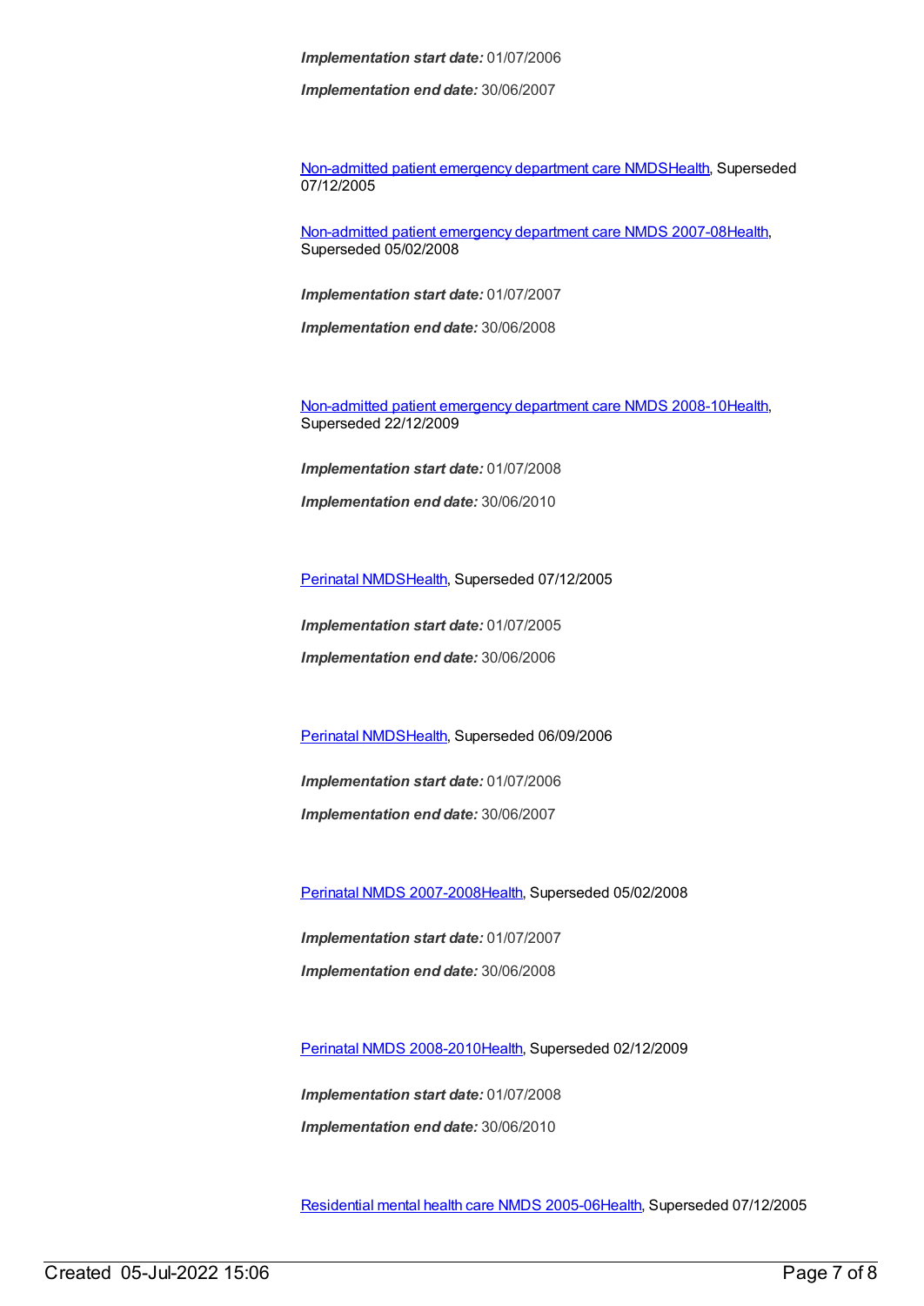***Implementation start date:*** 01/07/2006

***Implementation end date:*** 30/06/2007

Non-admitted patient emergency department care NMDSHealth, Superseded 07/12/2005

Non-admitted patient emergency department care NMDS 2007-08Health, Superseded 05/02/2008

***Implementation start date:*** 01/07/2007

***Implementation end date:*** 30/06/2008

Non-admitted patient emergency department care NMDS 2008-10Health, Superseded 22/12/2009

***Implementation start date:*** 01/07/2008

***Implementation end date:*** 30/06/2010

Perinatal NMDSHealth, Superseded 07/12/2005

***Implementation start date:*** 01/07/2005

***Implementation end date:*** 30/06/2006

Perinatal NMDSHealth, Superseded 06/09/2006

***Implementation start date:*** 01/07/2006

***Implementation end date:*** 30/06/2007

Perinatal NMDS 2007-2008Health, Superseded 05/02/2008

***Implementation start date:*** 01/07/2007

***Implementation end date:*** 30/06/2008

Perinatal NMDS 2008-2010Health, Superseded 02/12/2009

***Implementation start date:*** 01/07/2008

***Implementation end date:*** 30/06/2010

Residential mental health care NMDS 2005-06Health, Superseded 07/12/2005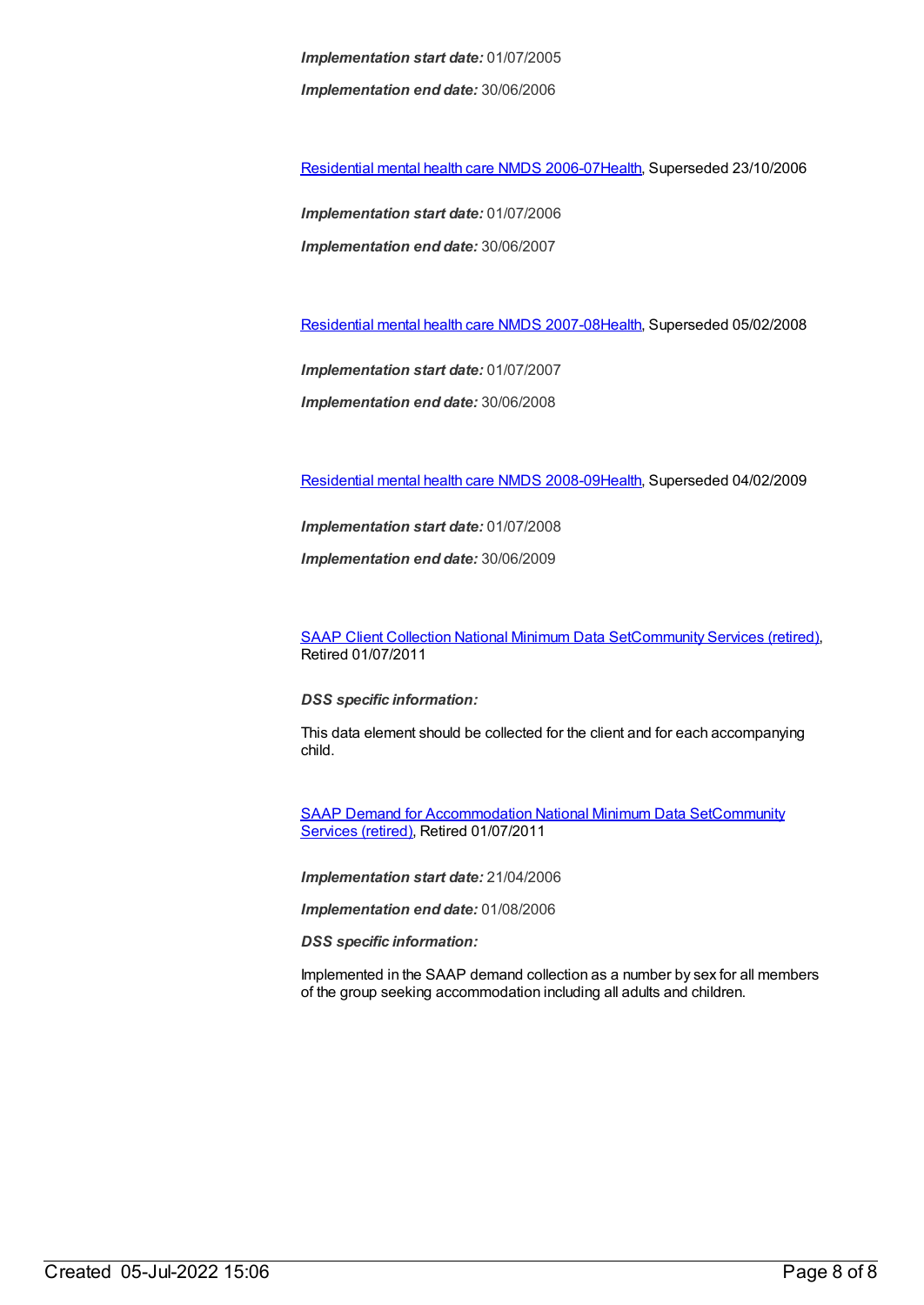*Implementation start date:* 01/07/2005

*Implementation end date:* 30/06/2006

Residential mental health care NMDS 2006-07Health, Superseded 23/10/2006

*Implementation start date:* 01/07/2006

*Implementation end date:* 30/06/2007

Residential mental health care NMDS 2007-08Health, Superseded 05/02/2008

*Implementation start date:* 01/07/2007

*Implementation end date:* 30/06/2008

Residential mental health care NMDS 2008-09Health, Superseded 04/02/2009

*Implementation start date:* 01/07/2008

*Implementation end date:* 30/06/2009

SAAP Client Collection National Minimum Data SetCommunity Services (retired), Retired 01/07/2011

***DSS specific information:***

This data element should be collected for the client and for each accompanying child.

SAAP Demand for Accommodation National Minimum Data SetCommunity Services (retired), Retired 01/07/2011

*Implementation start date:* 21/04/2006

*Implementation end date:* 01/08/2006

***DSS specific information:***

Implemented in the SAAP demand collection as a number by sex for all members of the group seeking accommodation including all adults and children.